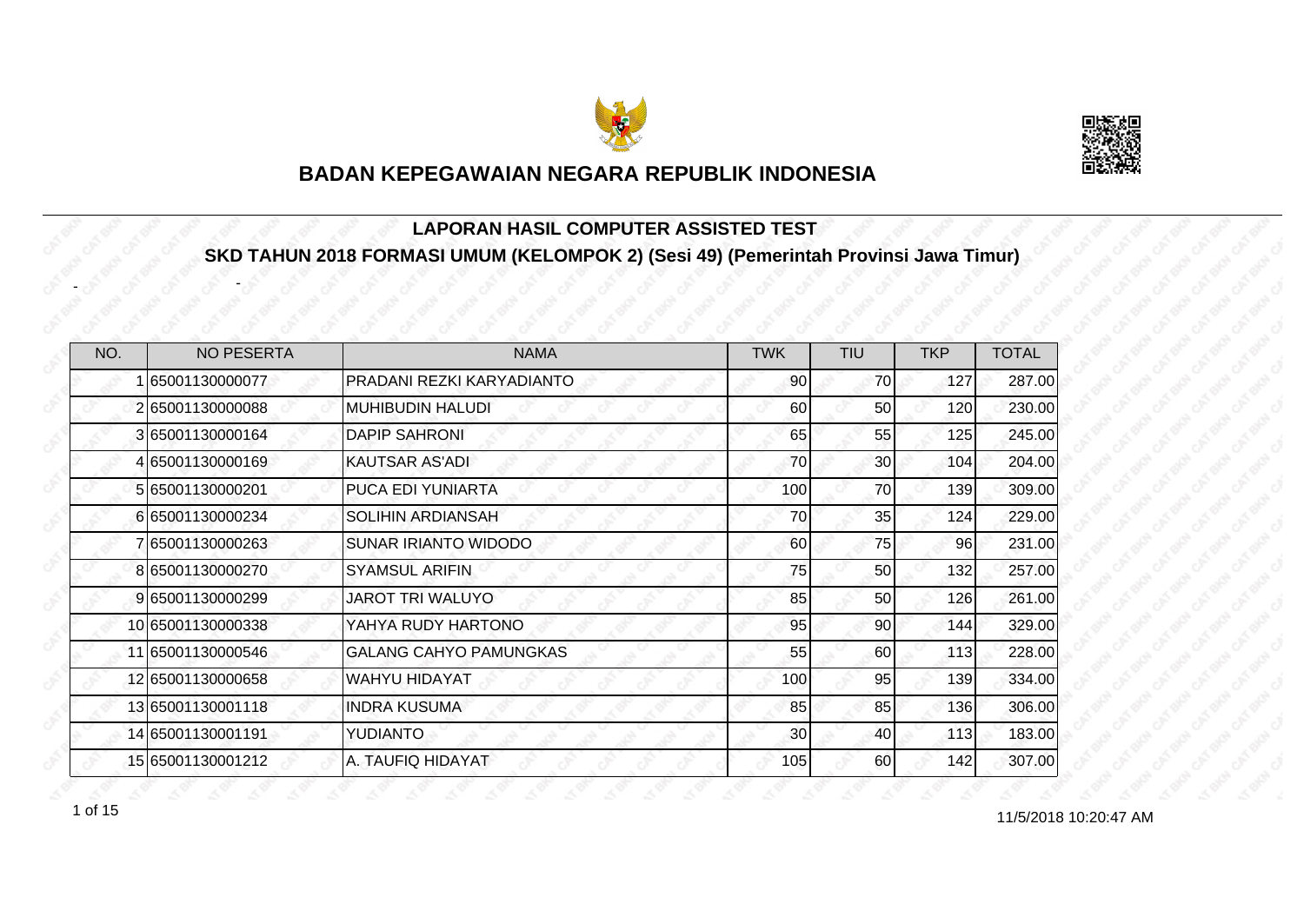# BADAN KEPEGAWAIAN NEGARA REPUBLIK INDONESIA

## LAPORAN HASIL COMPUTER ASSISTED TEST

### SKD TAHUN 2018 FORMASI UMUM (KELOMPOK 2) (Sesi 49) (Pemerintah Provinsi Jawa Timur)

- -

| NO. | NO PESERTA | NAMA | TWK | TIU | TKP | TOTAL |
|---|---|---|---|---|---|---|
| 1 | 65001130000077 | PRADANI REZKI KARYADIANTO | 90 | 70 | 127 | 287.00 |
| 2 | 65001130000088 | MUHIBUDIN HALUDI | 60 | 50 | 120 | 230.00 |
| 3 | 65001130000164 | DAPIP SAHRONI | 65 | 55 | 125 | 245.00 |
| 4 | 65001130000169 | KAUTSAR AS'ADI | 70 | 30 | 104 | 204.00 |
| 5 | 65001130000201 | PUCA EDI YUNIARTA | 100 | 70 | 139 | 309.00 |
| 6 | 65001130000234 | SOLIHIN ARDIANSAH | 70 | 35 | 124 | 229.00 |
| 7 | 65001130000263 | SUNAR IRIANTO WIDODO | 60 | 75 | 96 | 231.00 |
| 8 | 65001130000270 | SYAMSUL ARIFIN | 75 | 50 | 132 | 257.00 |
| 9 | 65001130000299 | JAROT TRI WALUYO | 85 | 50 | 126 | 261.00 |
| 10 | 65001130000338 | YAHYA RUDY HARTONO | 95 | 90 | 144 | 329.00 |
| 11 | 65001130000546 | GALANG CAHYO PAMUNGKAS | 55 | 60 | 113 | 228.00 |
| 12 | 65001130000658 | WAHYU HIDAYAT | 100 | 95 | 139 | 334.00 |
| 13 | 65001130001118 | INDRA KUSUMA | 85 | 85 | 136 | 306.00 |
| 14 | 65001130001191 | YUDIANTO | 30 | 40 | 113 | 183.00 |
| 15 | 65001130001212 | A. TAUFIQ HIDAYAT | 105 | 60 | 142 | 307.00 |

11/5/2018 10:20:47 AM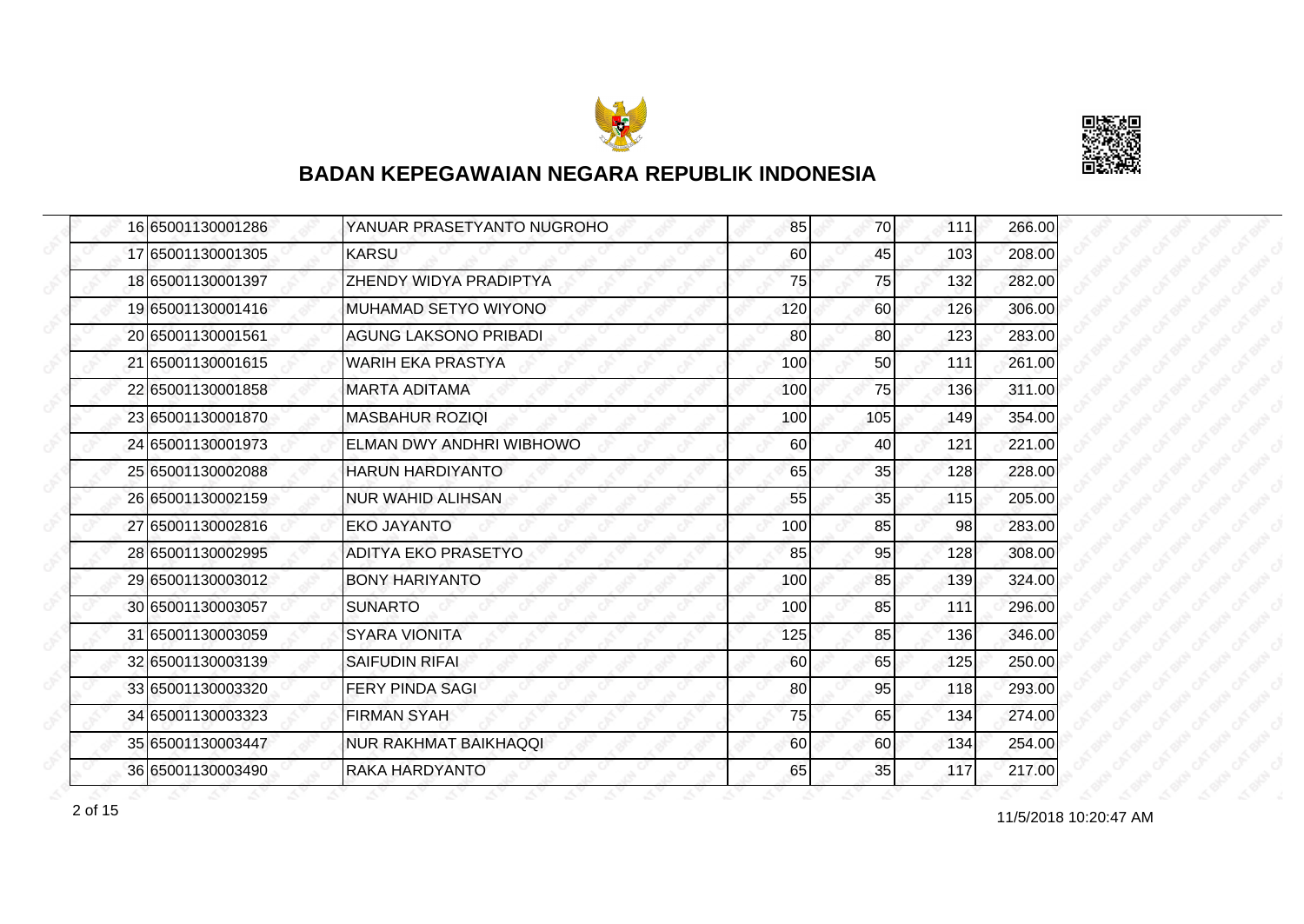## BADAN KEPEGAWAIAN NEGARA REPUBLIK INDONESIA

| | | | | | | |
|---|---|---|---|---|---|---|
| 16 | 65001130001286 | YANUAR PRASETYANTO NUGROHO | 85 | 70 | 111 | 266.00 |
| 17 | 65001130001305 | KARSU | 60 | 45 | 103 | 208.00 |
| 18 | 65001130001397 | ZHENDY WIDYA PRADIPTYA | 75 | 75 | 132 | 282.00 |
| 19 | 65001130001416 | MUHAMAD SETYO WIYONO | 120 | 60 | 126 | 306.00 |
| 20 | 65001130001561 | AGUNG LAKSONO PRIBADI | 80 | 80 | 123 | 283.00 |
| 21 | 65001130001615 | WARIH EKA PRASTYA | 100 | 50 | 111 | 261.00 |
| 22 | 65001130001858 | MARTA ADITAMA | 100 | 75 | 136 | 311.00 |
| 23 | 65001130001870 | MASBAHUR ROZIQI | 100 | 105 | 149 | 354.00 |
| 24 | 65001130001973 | ELMAN DWY ANDHRI WIBHOWO | 60 | 40 | 121 | 221.00 |
| 25 | 65001130002088 | HARUN HARDIYANTO | 65 | 35 | 128 | 228.00 |
| 26 | 65001130002159 | NUR WAHID ALIHSAN | 55 | 35 | 115 | 205.00 |
| 27 | 65001130002816 | EKO JAYANTO | 100 | 85 | 98 | 283.00 |
| 28 | 65001130002995 | ADITYA EKO PRASETYO | 85 | 95 | 128 | 308.00 |
| 29 | 65001130003012 | BONY HARIYANTO | 100 | 85 | 139 | 324.00 |
| 30 | 65001130003057 | SUNARTO | 100 | 85 | 111 | 296.00 |
| 31 | 65001130003059 | SYARA VIONITA | 125 | 85 | 136 | 346.00 |
| 32 | 65001130003139 | SAIFUDIN RIFAI | 60 | 65 | 125 | 250.00 |
| 33 | 65001130003320 | FERY PINDA SAGI | 80 | 95 | 118 | 293.00 |
| 34 | 65001130003323 | FIRMAN SYAH | 75 | 65 | 134 | 274.00 |
| 35 | 65001130003447 | NUR RAKHMAT BAIKHAQQI | 60 | 60 | 134 | 254.00 |
| 36 | 65001130003490 | RAKA HARDYANTO | 65 | 35 | 117 | 217.00 |

11/5/2018 10:20:47 AM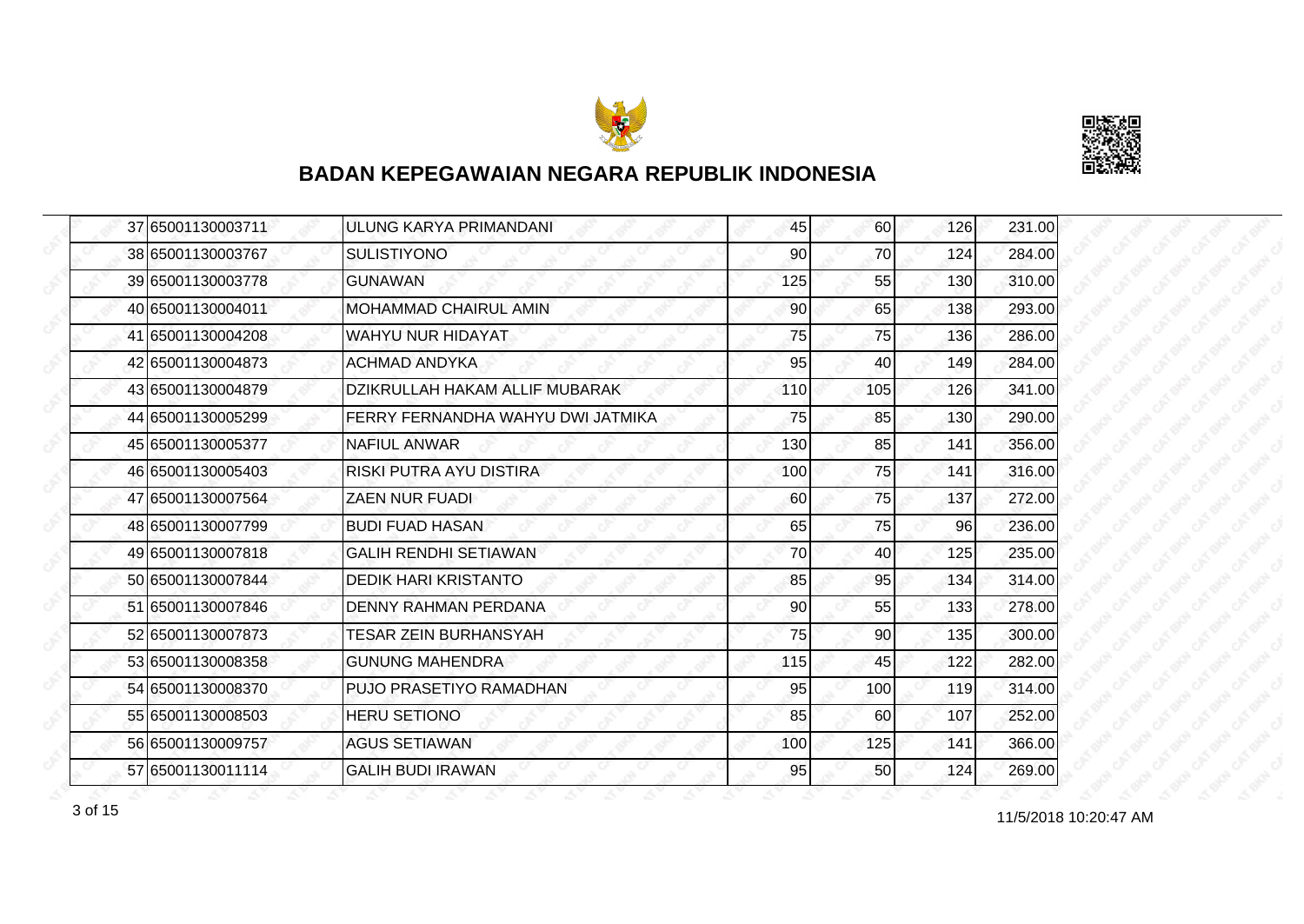# BADAN KEPEGAWAIAN NEGARA REPUBLIK INDONESIA

| | | | | | | |
|---|---|---|---|---|---|---|
| 37 | 65001130003711 | ULUNG KARYA PRIMANDANI | 45 | 60 | 126 | 231.00 |
| 38 | 65001130003767 | SULISTIYONO | 90 | 70 | 124 | 284.00 |
| 39 | 65001130003778 | GUNAWAN | 125 | 55 | 130 | 310.00 |
| 40 | 65001130004011 | MOHAMMAD CHAIRUL AMIN | 90 | 65 | 138 | 293.00 |
| 41 | 65001130004208 | WAHYU NUR HIDAYAT | 75 | 75 | 136 | 286.00 |
| 42 | 65001130004873 | ACHMAD ANDYKA | 95 | 40 | 149 | 284.00 |
| 43 | 65001130004879 | DZIKRULLAH HAKAM ALLIF MUBARAK | 110 | 105 | 126 | 341.00 |
| 44 | 65001130005299 | FERRY FERNANDHA WAHYU DWI JATMIKA | 75 | 85 | 130 | 290.00 |
| 45 | 65001130005377 | NAFIUL ANWAR | 130 | 85 | 141 | 356.00 |
| 46 | 65001130005403 | RISKI PUTRA AYU DISTIRA | 100 | 75 | 141 | 316.00 |
| 47 | 65001130007564 | ZAEN NUR FUADI | 60 | 75 | 137 | 272.00 |
| 48 | 65001130007799 | BUDI FUAD HASAN | 65 | 75 | 96 | 236.00 |
| 49 | 65001130007818 | GALIH RENDHI SETIAWAN | 70 | 40 | 125 | 235.00 |
| 50 | 65001130007844 | DEDIK HARI KRISTANTO | 85 | 95 | 134 | 314.00 |
| 51 | 65001130007846 | DENNY RAHMAN PERDANA | 90 | 55 | 133 | 278.00 |
| 52 | 65001130007873 | TESAR ZEIN BURHANSYAH | 75 | 90 | 135 | 300.00 |
| 53 | 65001130008358 | GUNUNG MAHENDRA | 115 | 45 | 122 | 282.00 |
| 54 | 65001130008370 | PUJO PRASETIYO RAMADHAN | 95 | 100 | 119 | 314.00 |
| 55 | 65001130008503 | HERU SETIONO | 85 | 60 | 107 | 252.00 |
| 56 | 65001130009757 | AGUS SETIAWAN | 100 | 125 | 141 | 366.00 |
| 57 | 65001130011114 | GALIH BUDI IRAWAN | 95 | 50 | 124 | 269.00 |

11/5/2018 10:20:47 AM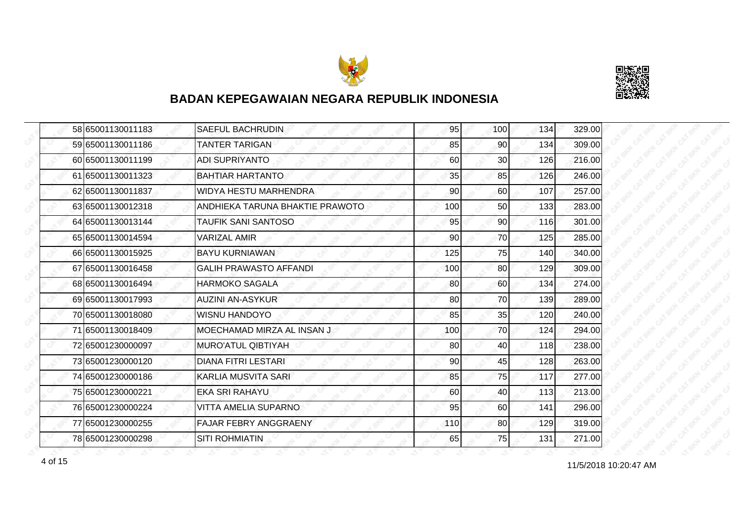# BADAN KEPEGAWAIAN NEGARA REPUBLIK INDONESIA

| | | | | | | |
|---|---|---|---|---|---|---|
| 58 | 65001130011183 | SAEFUL BACHRUDIN | 95 | 100 | 134 | 329.00 |
| 59 | 65001130011186 | TANTER TARIGAN | 85 | 90 | 134 | 309.00 |
| 60 | 65001130011199 | ADI SUPRIYANTO | 60 | 30 | 126 | 216.00 |
| 61 | 65001130011323 | BAHTIAR HARTANTO | 35 | 85 | 126 | 246.00 |
| 62 | 65001130011837 | WIDYA HESTU MARHENDRA | 90 | 60 | 107 | 257.00 |
| 63 | 65001130012318 | ANDHIEKA TARUNA BHAKTIE PRAWOTO | 100 | 50 | 133 | 283.00 |
| 64 | 65001130013144 | TAUFIK SANI SANTOSO | 95 | 90 | 116 | 301.00 |
| 65 | 65001130014594 | VARIZAL AMIR | 90 | 70 | 125 | 285.00 |
| 66 | 65001130015925 | BAYU KURNIAWAN | 125 | 75 | 140 | 340.00 |
| 67 | 65001130016458 | GALIH PRAWASTO AFFANDI | 100 | 80 | 129 | 309.00 |
| 68 | 65001130016494 | HARMOKO SAGALA | 80 | 60 | 134 | 274.00 |
| 69 | 65001130017993 | AUZINI AN-ASYKUR | 80 | 70 | 139 | 289.00 |
| 70 | 65001130018080 | WISNU HANDOYO | 85 | 35 | 120 | 240.00 |
| 71 | 65001130018409 | MOECHAMAD MIRZA AL INSAN J | 100 | 70 | 124 | 294.00 |
| 72 | 65001230000097 | MURO'ATUL QIBTIYAH | 80 | 40 | 118 | 238.00 |
| 73 | 65001230000120 | DIANA FITRI LESTARI | 90 | 45 | 128 | 263.00 |
| 74 | 65001230000186 | KARLIA MUSVITA SARI | 85 | 75 | 117 | 277.00 |
| 75 | 65001230000221 | EKA SRI RAHAYU | 60 | 40 | 113 | 213.00 |
| 76 | 65001230000224 | VITTA AMELIA SUPARNO | 95 | 60 | 141 | 296.00 |
| 77 | 65001230000255 | FAJAR FEBRY ANGGRAENY | 110 | 80 | 129 | 319.00 |
| 78 | 65001230000298 | SITI ROHMIATIN | 65 | 75 | 131 | 271.00 |

11/5/2018 10:20:47 AM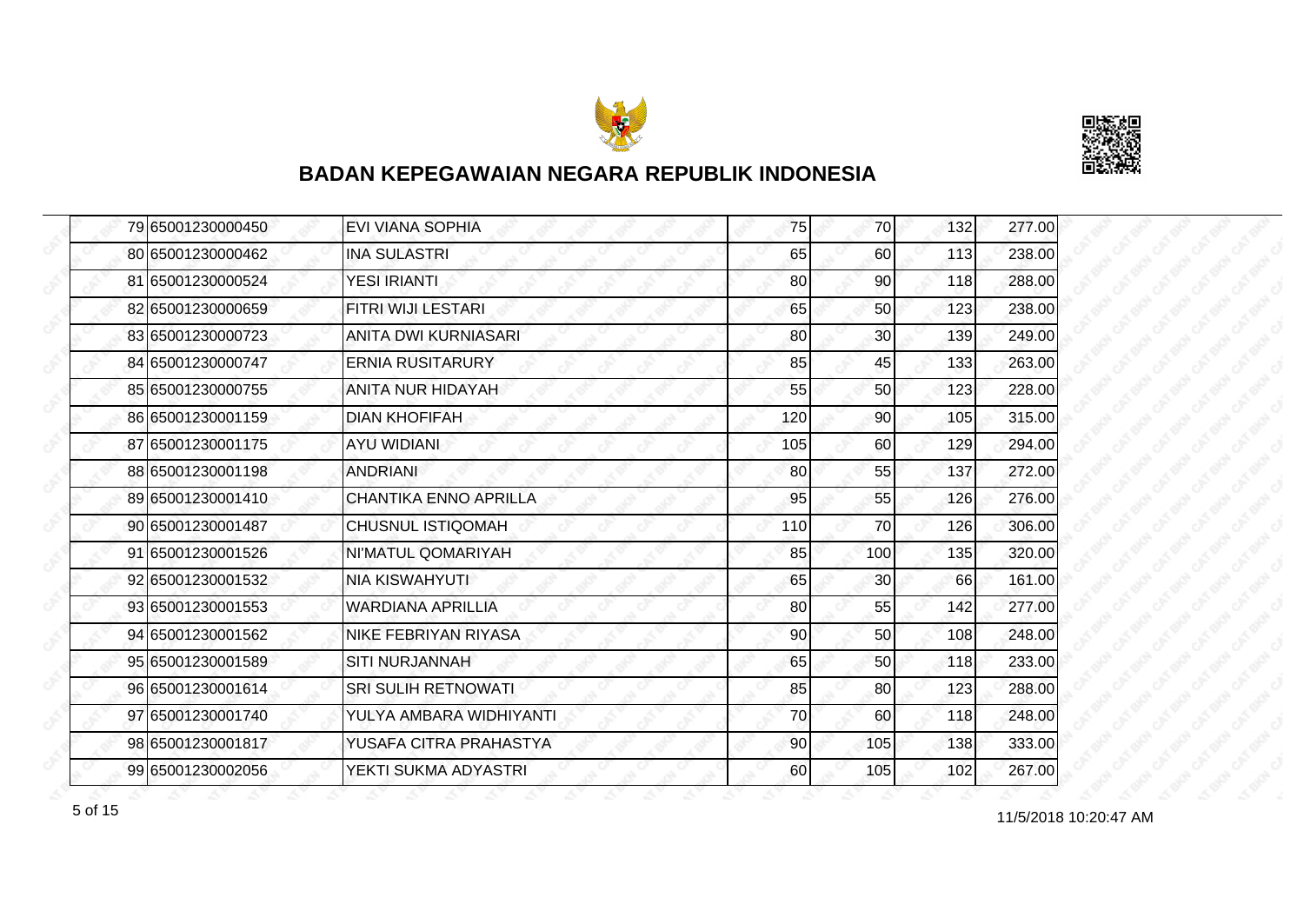## BADAN KEPEGAWAIAN NEGARA REPUBLIK INDONESIA

| | | | | | | |
|---|---|---|---|---|---|---|
| 79 | 65001230000450 | EVI VIANA SOPHIA | 75 | 70 | 132 | 277.00 |
| 80 | 65001230000462 | INA SULASTRI | 65 | 60 | 113 | 238.00 |
| 81 | 65001230000524 | YESI IRIANTI | 80 | 90 | 118 | 288.00 |
| 82 | 65001230000659 | FITRI WIJI LESTARI | 65 | 50 | 123 | 238.00 |
| 83 | 65001230000723 | ANITA DWI KURNIASARI | 80 | 30 | 139 | 249.00 |
| 84 | 65001230000747 | ERNIA RUSITARURY | 85 | 45 | 133 | 263.00 |
| 85 | 65001230000755 | ANITA NUR HIDAYAH | 55 | 50 | 123 | 228.00 |
| 86 | 65001230001159 | DIAN KHOFIFAH | 120 | 90 | 105 | 315.00 |
| 87 | 65001230001175 | AYU WIDIANI | 105 | 60 | 129 | 294.00 |
| 88 | 65001230001198 | ANDRIANI | 80 | 55 | 137 | 272.00 |
| 89 | 65001230001410 | CHANTIKA ENNO APRILLA | 95 | 55 | 126 | 276.00 |
| 90 | 65001230001487 | CHUSNUL ISTIQOMAH | 110 | 70 | 126 | 306.00 |
| 91 | 65001230001526 | NI'MATUL QOMARIYAH | 85 | 100 | 135 | 320.00 |
| 92 | 65001230001532 | NIA KISWAHYUTI | 65 | 30 | 66 | 161.00 |
| 93 | 65001230001553 | WARDIANA APRILLIA | 80 | 55 | 142 | 277.00 |
| 94 | 65001230001562 | NIKE FEBRIYAN RIYASA | 90 | 50 | 108 | 248.00 |
| 95 | 65001230001589 | SITI NURJANNAH | 65 | 50 | 118 | 233.00 |
| 96 | 65001230001614 | SRI SULIH RETNOWATI | 85 | 80 | 123 | 288.00 |
| 97 | 65001230001740 | YULYA AMBARA WIDHIYANTI | 70 | 60 | 118 | 248.00 |
| 98 | 65001230001817 | YUSAFA CITRA PRAHASTYA | 90 | 105 | 138 | 333.00 |
| 99 | 65001230002056 | YEKTI SUKMA ADYASTRI | 60 | 105 | 102 | 267.00 |

11/5/2018 10:20:47 AM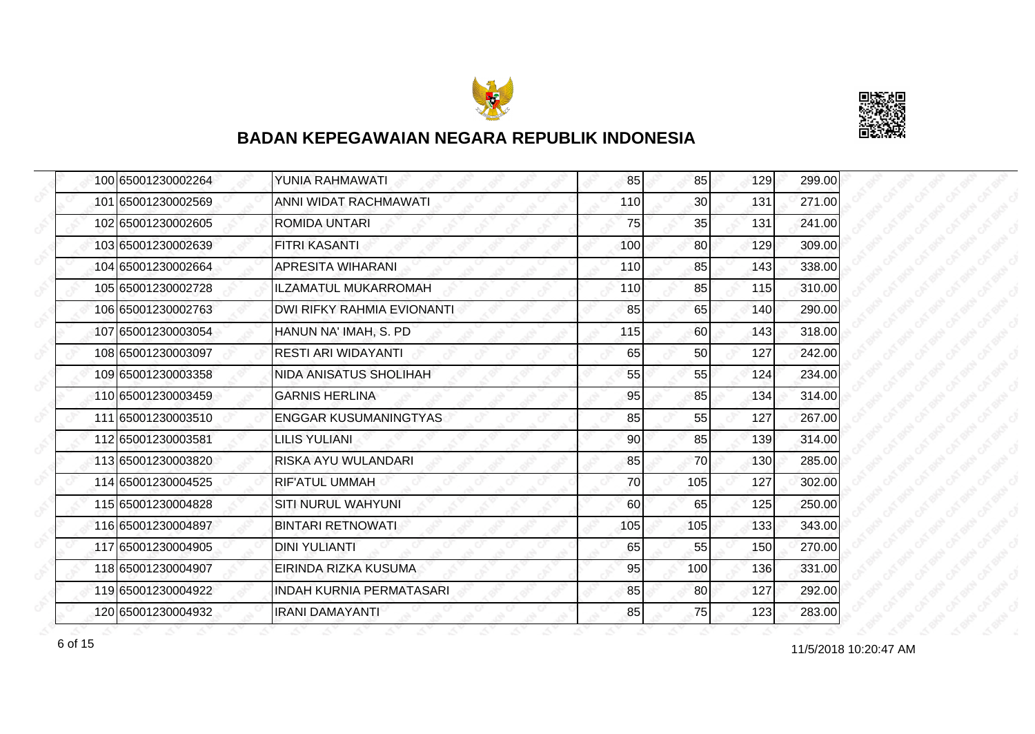## BADAN KEPEGAWAIAN NEGARA REPUBLIK INDONESIA

| | | | | | | |
|---|---|---|---|---|---|---|
| 100 | 65001230002264 | YUNIA RAHMAWATI | 85 | 85 | 129 | 299.00 |
| 101 | 65001230002569 | ANNI WIDAT RACHMAWATI | 110 | 30 | 131 | 271.00 |
| 102 | 65001230002605 | ROMIDA UNTARI | 75 | 35 | 131 | 241.00 |
| 103 | 65001230002639 | FITRI KASANTI | 100 | 80 | 129 | 309.00 |
| 104 | 65001230002664 | APRESITA WIHARANI | 110 | 85 | 143 | 338.00 |
| 105 | 65001230002728 | ILZAMATUL MUKARROMAH | 110 | 85 | 115 | 310.00 |
| 106 | 65001230002763 | DWI RIFKY RAHMIA EVIONANTI | 85 | 65 | 140 | 290.00 |
| 107 | 65001230003054 | HANUN NA' IMAH, S. PD | 115 | 60 | 143 | 318.00 |
| 108 | 65001230003097 | RESTI ARI WIDAYANTI | 65 | 50 | 127 | 242.00 |
| 109 | 65001230003358 | NIDA ANISATUS SHOLIHAH | 55 | 55 | 124 | 234.00 |
| 110 | 65001230003459 | GARNIS HERLINA | 95 | 85 | 134 | 314.00 |
| 111 | 65001230003510 | ENGGAR KUSUMANINGTYAS | 85 | 55 | 127 | 267.00 |
| 112 | 65001230003581 | LILIS YULIANI | 90 | 85 | 139 | 314.00 |
| 113 | 65001230003820 | RISKA AYU WULANDARI | 85 | 70 | 130 | 285.00 |
| 114 | 65001230004525 | RIF'ATUL UMMAH | 70 | 105 | 127 | 302.00 |
| 115 | 65001230004828 | SITI NURUL WAHYUNI | 60 | 65 | 125 | 250.00 |
| 116 | 65001230004897 | BINTARI RETNOWATI | 105 | 105 | 133 | 343.00 |
| 117 | 65001230004905 | DINI YULIANTI | 65 | 55 | 150 | 270.00 |
| 118 | 65001230004907 | EIRINDA RIZKA KUSUMA | 95 | 100 | 136 | 331.00 |
| 119 | 65001230004922 | INDAH KURNIA PERMATASARI | 85 | 80 | 127 | 292.00 |
| 120 | 65001230004932 | IRANI DAMAYANTI | 85 | 75 | 123 | 283.00 |

11/5/2018 10:20:47 AM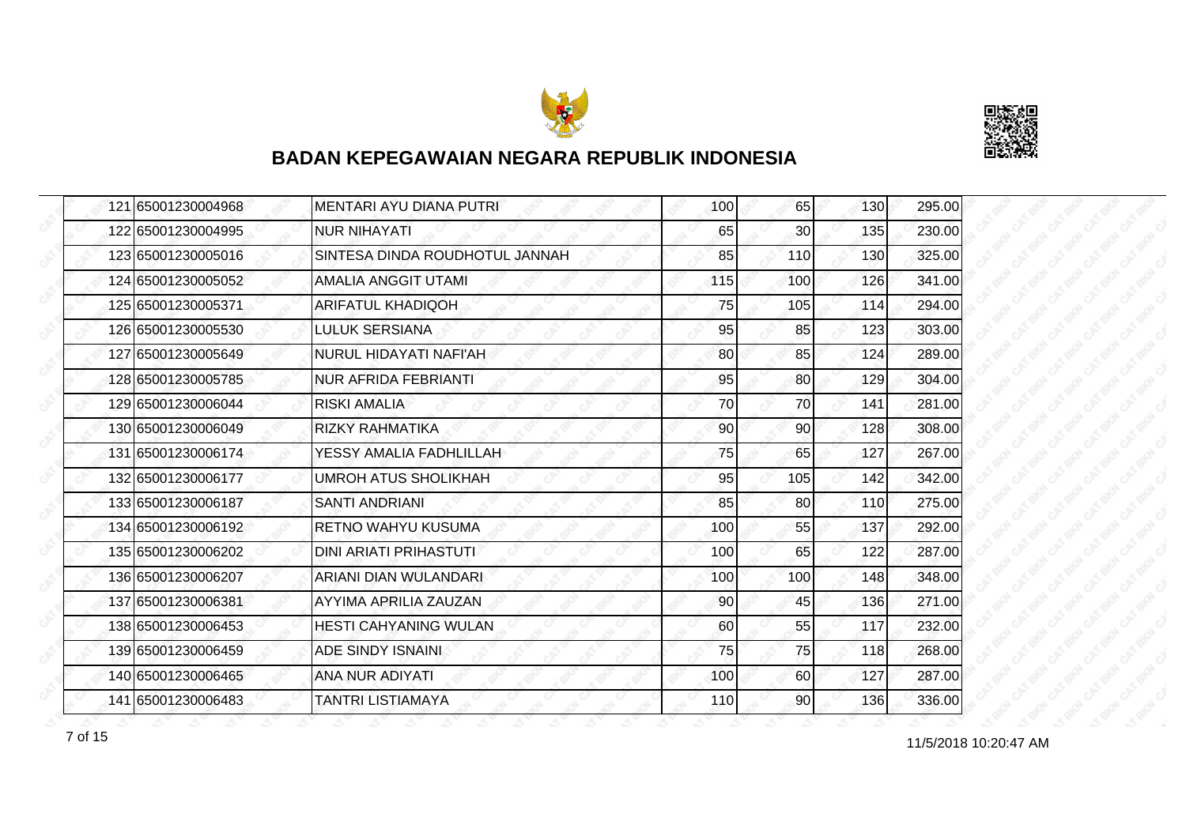# BADAN KEPEGAWAIAN NEGARA REPUBLIK INDONESIA

| | | | | | | |
|---|---|---|---|---|---|---|
| 121 | 65001230004968 | MENTARI AYU DIANA PUTRI | 100 | 65 | 130 | 295.00 |
| 122 | 65001230004995 | NUR NIHAYATI | 65 | 30 | 135 | 230.00 |
| 123 | 65001230005016 | SINTESA DINDA ROUDHOTUL JANNAH | 85 | 110 | 130 | 325.00 |
| 124 | 65001230005052 | AMALIA ANGGIT UTAMI | 115 | 100 | 126 | 341.00 |
| 125 | 65001230005371 | ARIFATUL KHADIQOH | 75 | 105 | 114 | 294.00 |
| 126 | 65001230005530 | LULUK SERSIANA | 95 | 85 | 123 | 303.00 |
| 127 | 65001230005649 | NURUL HIDAYATI NAFI'AH | 80 | 85 | 124 | 289.00 |
| 128 | 65001230005785 | NUR AFRIDA FEBRIANTI | 95 | 80 | 129 | 304.00 |
| 129 | 65001230006044 | RISKI AMALIA | 70 | 70 | 141 | 281.00 |
| 130 | 65001230006049 | RIZKY RAHMATIKA | 90 | 90 | 128 | 308.00 |
| 131 | 65001230006174 | YESSY AMALIA FADHLILLAH | 75 | 65 | 127 | 267.00 |
| 132 | 65001230006177 | UMROH ATUS SHOLIKHAH | 95 | 105 | 142 | 342.00 |
| 133 | 65001230006187 | SANTI ANDRIANI | 85 | 80 | 110 | 275.00 |
| 134 | 65001230006192 | RETNO WAHYU KUSUMA | 100 | 55 | 137 | 292.00 |
| 135 | 65001230006202 | DINI ARIATI PRIHASTUTI | 100 | 65 | 122 | 287.00 |
| 136 | 65001230006207 | ARIANI DIAN WULANDARI | 100 | 100 | 148 | 348.00 |
| 137 | 65001230006381 | AYYIMA APRILIA ZAUZAN | 90 | 45 | 136 | 271.00 |
| 138 | 65001230006453 | HESTI CAHYANING WULAN | 60 | 55 | 117 | 232.00 |
| 139 | 65001230006459 | ADE SINDY ISNAINI | 75 | 75 | 118 | 268.00 |
| 140 | 65001230006465 | ANA NUR ADIYATI | 100 | 60 | 127 | 287.00 |
| 141 | 65001230006483 | TANTRI LISTIAMAYA | 110 | 90 | 136 | 336.00 |

11/5/2018 10:20:47 AM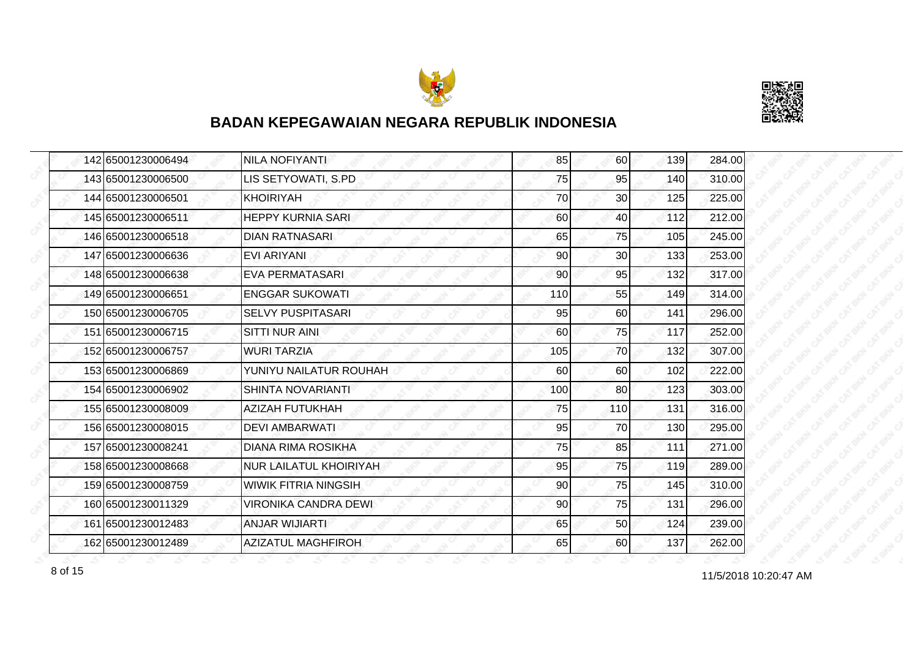## BADAN KEPEGAWAIAN NEGARA REPUBLIK INDONESIA

| | | | | | | |
|---|---|---|---|---|---|---|
| 142 | 65001230006494 | NILA NOFIYANTI | 85 | 60 | 139 | 284.00 |
| 143 | 65001230006500 | LIS SETYOWATI, S.PD | 75 | 95 | 140 | 310.00 |
| 144 | 65001230006501 | KHOIRIYAH | 70 | 30 | 125 | 225.00 |
| 145 | 65001230006511 | HEPPY KURNIA SARI | 60 | 40 | 112 | 212.00 |
| 146 | 65001230006518 | DIAN RATNASARI | 65 | 75 | 105 | 245.00 |
| 147 | 65001230006636 | EVI ARIYANI | 90 | 30 | 133 | 253.00 |
| 148 | 65001230006638 | EVA PERMATASARI | 90 | 95 | 132 | 317.00 |
| 149 | 65001230006651 | ENGGAR SUKOWATI | 110 | 55 | 149 | 314.00 |
| 150 | 65001230006705 | SELVY PUSPITASARI | 95 | 60 | 141 | 296.00 |
| 151 | 65001230006715 | SITTI NUR AINI | 60 | 75 | 117 | 252.00 |
| 152 | 65001230006757 | WURI TARZIA | 105 | 70 | 132 | 307.00 |
| 153 | 65001230006869 | YUNIYU NAILATUR ROUHAH | 60 | 60 | 102 | 222.00 |
| 154 | 65001230006902 | SHINTA NOVARIANTI | 100 | 80 | 123 | 303.00 |
| 155 | 65001230008009 | AZIZAH FUTUKHAH | 75 | 110 | 131 | 316.00 |
| 156 | 65001230008015 | DEVI AMBARWATI | 95 | 70 | 130 | 295.00 |
| 157 | 65001230008241 | DIANA RIMA ROSIKHA | 75 | 85 | 111 | 271.00 |
| 158 | 65001230008668 | NUR LAILATUL KHOIRIYAH | 95 | 75 | 119 | 289.00 |
| 159 | 65001230008759 | WIWIK FITRIA NINGSIH | 90 | 75 | 145 | 310.00 |
| 160 | 65001230011329 | VIRONIKA CANDRA DEWI | 90 | 75 | 131 | 296.00 |
| 161 | 65001230012483 | ANJAR WIJIARTI | 65 | 50 | 124 | 239.00 |
| 162 | 65001230012489 | AZIZATUL MAGHFIROH | 65 | 60 | 137 | 262.00 |

11/5/2018 10:20:47 AM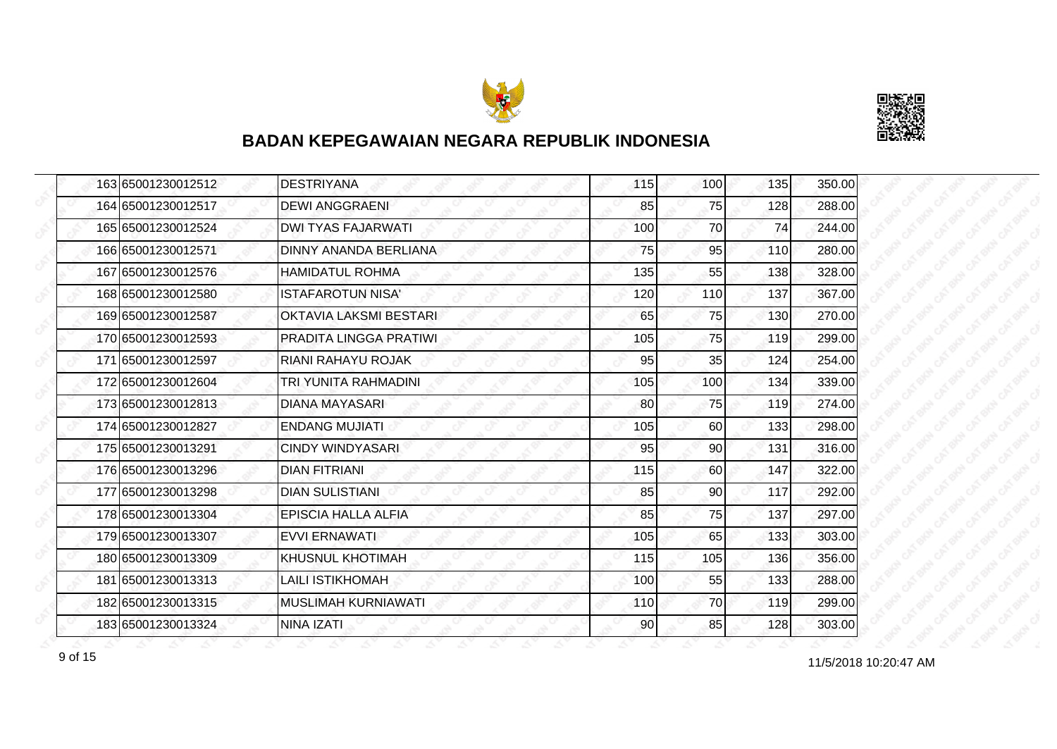# BADAN KEPEGAWAIAN NEGARA REPUBLIK INDONESIA

| | | | | | | |
|---|---|---|---|---|---|---|
| 163 | 65001230012512 | DESTRIYANA | 115 | 100 | 135 | 350.00 |
| 164 | 65001230012517 | DEWI ANGGRAENI | 85 | 75 | 128 | 288.00 |
| 165 | 65001230012524 | DWI TYAS FAJARWATI | 100 | 70 | 74 | 244.00 |
| 166 | 65001230012571 | DINNY ANANDA BERLIANA | 75 | 95 | 110 | 280.00 |
| 167 | 65001230012576 | HAMIDATUL ROHMA | 135 | 55 | 138 | 328.00 |
| 168 | 65001230012580 | ISTAFAROTUN NISA' | 120 | 110 | 137 | 367.00 |
| 169 | 65001230012587 | OKTAVIA LAKSMI BESTARI | 65 | 75 | 130 | 270.00 |
| 170 | 65001230012593 | PRADITA LINGGA PRATIWI | 105 | 75 | 119 | 299.00 |
| 171 | 65001230012597 | RIANI RAHAYU ROJAK | 95 | 35 | 124 | 254.00 |
| 172 | 65001230012604 | TRI YUNITA RAHMADINI | 105 | 100 | 134 | 339.00 |
| 173 | 65001230012813 | DIANA MAYASARI | 80 | 75 | 119 | 274.00 |
| 174 | 65001230012827 | ENDANG MUJIATI | 105 | 60 | 133 | 298.00 |
| 175 | 65001230013291 | CINDY WINDYASARI | 95 | 90 | 131 | 316.00 |
| 176 | 65001230013296 | DIAN FITRIANI | 115 | 60 | 147 | 322.00 |
| 177 | 65001230013298 | DIAN SULISTIANI | 85 | 90 | 117 | 292.00 |
| 178 | 65001230013304 | EPISCIA HALLA ALFIA | 85 | 75 | 137 | 297.00 |
| 179 | 65001230013307 | EVVI ERNAWATI | 105 | 65 | 133 | 303.00 |
| 180 | 65001230013309 | KHUSNUL KHOTIMAH | 115 | 105 | 136 | 356.00 |
| 181 | 65001230013313 | LAILI ISTIKHOMAH | 100 | 55 | 133 | 288.00 |
| 182 | 65001230013315 | MUSLIMAH KURNIAWATI | 110 | 70 | 119 | 299.00 |
| 183 | 65001230013324 | NINA IZATI | 90 | 85 | 128 | 303.00 |

11/5/2018 10:20:47 AM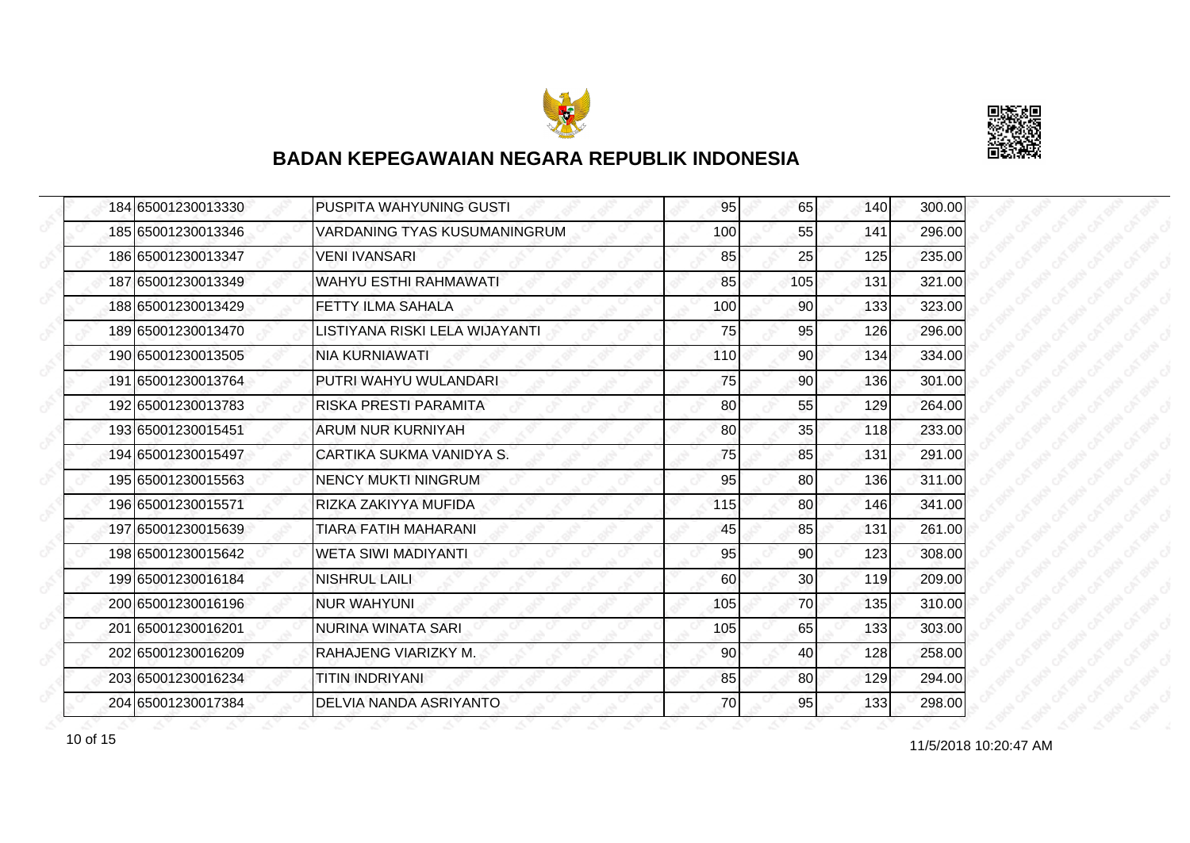## BADAN KEPEGAWAIAN NEGARA REPUBLIK INDONESIA

| | | | | | | |
|---|---|---|---|---|---|---|
| 184 | 65001230013330 | PUSPITA WAHYUNING GUSTI | 95 | 65 | 140 | 300.00 |
| 185 | 65001230013346 | VARDANING TYAS KUSUMANINGRUM | 100 | 55 | 141 | 296.00 |
| 186 | 65001230013347 | VENI IVANSARI | 85 | 25 | 125 | 235.00 |
| 187 | 65001230013349 | WAHYU ESTHI RAHMAWATI | 85 | 105 | 131 | 321.00 |
| 188 | 65001230013429 | FETTY ILMA SAHALA | 100 | 90 | 133 | 323.00 |
| 189 | 65001230013470 | LISTIYANA RISKI LELA WIJAYANTI | 75 | 95 | 126 | 296.00 |
| 190 | 65001230013505 | NIA KURNIAWATI | 110 | 90 | 134 | 334.00 |
| 191 | 65001230013764 | PUTRI WAHYU WULANDARI | 75 | 90 | 136 | 301.00 |
| 192 | 65001230013783 | RISKA PRESTI PARAMITA | 80 | 55 | 129 | 264.00 |
| 193 | 65001230015451 | ARUM NUR KURNIYAH | 80 | 35 | 118 | 233.00 |
| 194 | 65001230015497 | CARTIKA SUKMA VANIDYA S. | 75 | 85 | 131 | 291.00 |
| 195 | 65001230015563 | NENCY MUKTI NINGRUM | 95 | 80 | 136 | 311.00 |
| 196 | 65001230015571 | RIZKA ZAKIYYA MUFIDA | 115 | 80 | 146 | 341.00 |
| 197 | 65001230015639 | TIARA FATIH MAHARANI | 45 | 85 | 131 | 261.00 |
| 198 | 65001230015642 | WETA SIWI MADIYANTI | 95 | 90 | 123 | 308.00 |
| 199 | 65001230016184 | NISHRUL LAILI | 60 | 30 | 119 | 209.00 |
| 200 | 65001230016196 | NUR WAHYUNI | 105 | 70 | 135 | 310.00 |
| 201 | 65001230016201 | NURINA WINATA SARI | 105 | 65 | 133 | 303.00 |
| 202 | 65001230016209 | RAHAJENG VIARIZKY M. | 90 | 40 | 128 | 258.00 |
| 203 | 65001230016234 | TITIN INDRIYANI | 85 | 80 | 129 | 294.00 |
| 204 | 65001230017384 | DELVIA NANDA ASRIYANTO | 70 | 95 | 133 | 298.00 |

11/5/2018 10:20:47 AM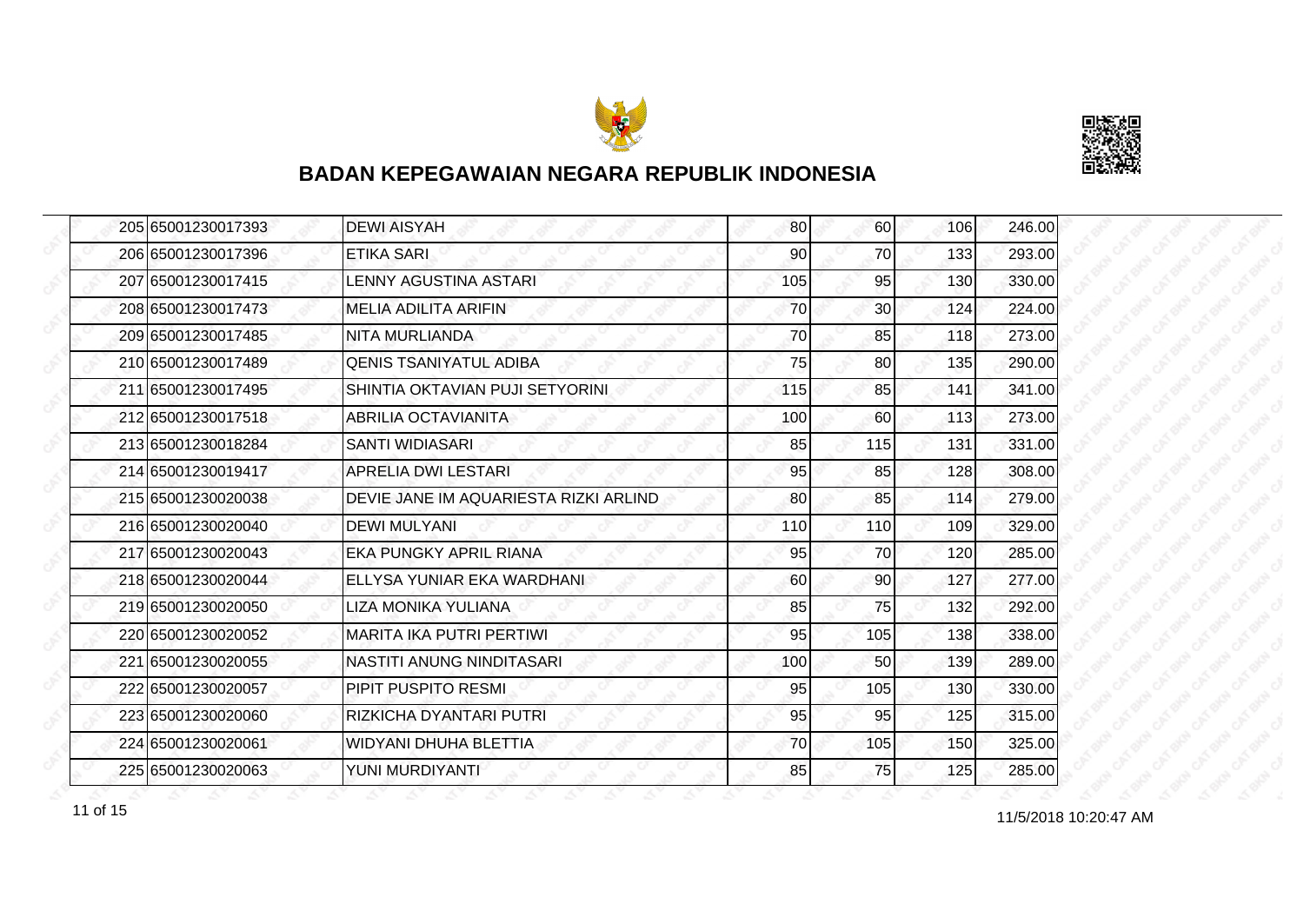## BADAN KEPEGAWAIAN NEGARA REPUBLIK INDONESIA

| | | | | | | |
|---|---|---|---|---|---|---|
| 205 | 65001230017393 | DEWI AISYAH | 80 | 60 | 106 | 246.00 |
| 206 | 65001230017396 | ETIKA SARI | 90 | 70 | 133 | 293.00 |
| 207 | 65001230017415 | LENNY AGUSTINA ASTARI | 105 | 95 | 130 | 330.00 |
| 208 | 65001230017473 | MELIA ADILITA ARIFIN | 70 | 30 | 124 | 224.00 |
| 209 | 65001230017485 | NITA MURLIANDA | 70 | 85 | 118 | 273.00 |
| 210 | 65001230017489 | QENIS TSANIYATUL ADIBA | 75 | 80 | 135 | 290.00 |
| 211 | 65001230017495 | SHINTIA OKTAVIAN PUJI SETYORINI | 115 | 85 | 141 | 341.00 |
| 212 | 65001230017518 | ABRILIA OCTAVIANITA | 100 | 60 | 113 | 273.00 |
| 213 | 65001230018284 | SANTI WIDIASARI | 85 | 115 | 131 | 331.00 |
| 214 | 65001230019417 | APRELIA DWI LESTARI | 95 | 85 | 128 | 308.00 |
| 215 | 65001230020038 | DEVIE JANE IM AQUARIESTA RIZKI ARLIND | 80 | 85 | 114 | 279.00 |
| 216 | 65001230020040 | DEWI MULYANI | 110 | 110 | 109 | 329.00 |
| 217 | 65001230020043 | EKA PUNGKY APRIL RIANA | 95 | 70 | 120 | 285.00 |
| 218 | 65001230020044 | ELLYSA YUNIAR EKA WARDHANI | 60 | 90 | 127 | 277.00 |
| 219 | 65001230020050 | LIZA MONIKA YULIANA | 85 | 75 | 132 | 292.00 |
| 220 | 65001230020052 | MARITA IKA PUTRI PERTIWI | 95 | 105 | 138 | 338.00 |
| 221 | 65001230020055 | NASTITI ANUNG NINDITASARI | 100 | 50 | 139 | 289.00 |
| 222 | 65001230020057 | PIPIT PUSPITO RESMI | 95 | 105 | 130 | 330.00 |
| 223 | 65001230020060 | RIZKICHA DYANTARI PUTRI | 95 | 95 | 125 | 315.00 |
| 224 | 65001230020061 | WIDYANI DHUHA BLETTIA | 70 | 105 | 150 | 325.00 |
| 225 | 65001230020063 | YUNI MURDIYANTI | 85 | 75 | 125 | 285.00 |

11/5/2018 10:20:47 AM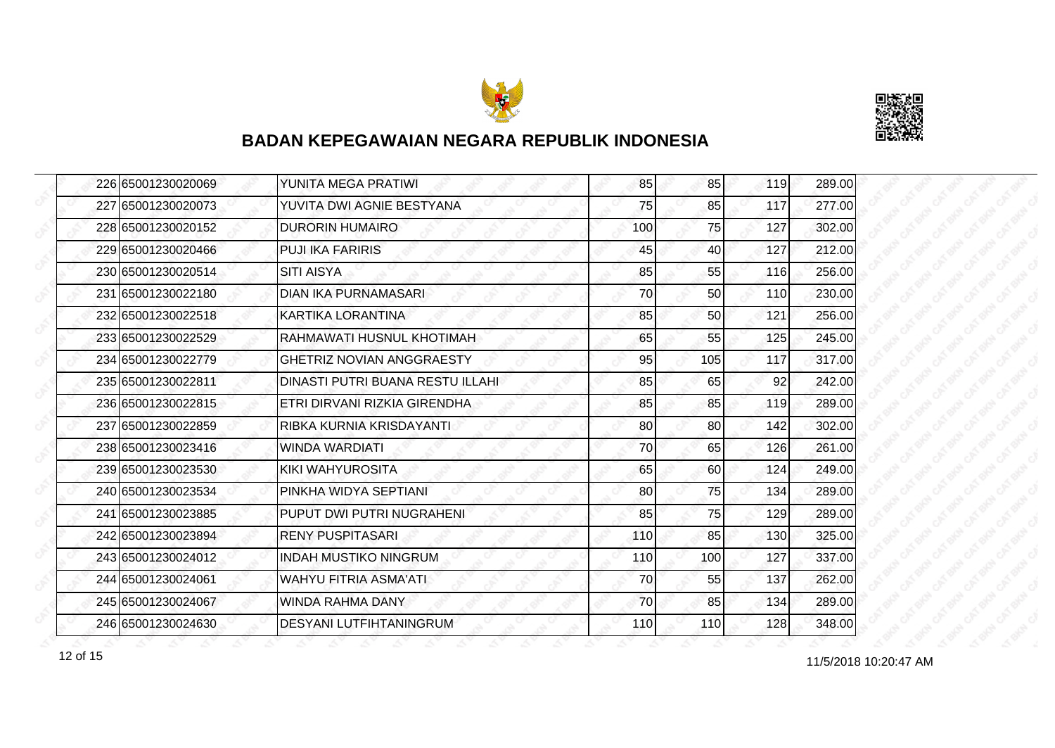## BADAN KEPEGAWAIAN NEGARA REPUBLIK INDONESIA

| | | | | | | |
|---|---|---|---|---|---|---|
| 226 | 65001230020069 | YUNITA MEGA PRATIWI | 85 | 85 | 119 | 289.00 |
| 227 | 65001230020073 | YUVITA DWI AGNIE BESTYANA | 75 | 85 | 117 | 277.00 |
| 228 | 65001230020152 | DURORIN HUMAIRO | 100 | 75 | 127 | 302.00 |
| 229 | 65001230020466 | PUJI IKA FARIRIS | 45 | 40 | 127 | 212.00 |
| 230 | 65001230020514 | SITI AISYA | 85 | 55 | 116 | 256.00 |
| 231 | 65001230022180 | DIAN IKA PURNAMASARI | 70 | 50 | 110 | 230.00 |
| 232 | 65001230022518 | KARTIKA LORANTINA | 85 | 50 | 121 | 256.00 |
| 233 | 65001230022529 | RAHMAWATI HUSNUL KHOTIMAH | 65 | 55 | 125 | 245.00 |
| 234 | 65001230022779 | GHETRIZ NOVIAN ANGGRAESTY | 95 | 105 | 117 | 317.00 |
| 235 | 65001230022811 | DINASTI PUTRI BUANA RESTU ILLAHI | 85 | 65 | 92 | 242.00 |
| 236 | 65001230022815 | ETRI DIRVANI RIZKIA GIRENDHA | 85 | 85 | 119 | 289.00 |
| 237 | 65001230022859 | RIBKA KURNIA KRISDAYANTI | 80 | 80 | 142 | 302.00 |
| 238 | 65001230023416 | WINDA WARDIATI | 70 | 65 | 126 | 261.00 |
| 239 | 65001230023530 | KIKI WAHYUROSITA | 65 | 60 | 124 | 249.00 |
| 240 | 65001230023534 | PINKHA WIDYA SEPTIANI | 80 | 75 | 134 | 289.00 |
| 241 | 65001230023885 | PUPUT DWI PUTRI NUGRAHENI | 85 | 75 | 129 | 289.00 |
| 242 | 65001230023894 | RENY PUSPITASARI | 110 | 85 | 130 | 325.00 |
| 243 | 65001230024012 | INDAH MUSTIKO NINGRUM | 110 | 100 | 127 | 337.00 |
| 244 | 65001230024061 | WAHYU FITRIA ASMA'ATI | 70 | 55 | 137 | 262.00 |
| 245 | 65001230024067 | WINDA RAHMA DANY | 70 | 85 | 134 | 289.00 |
| 246 | 65001230024630 | DESYANI LUTFIHTANINGRUM | 110 | 110 | 128 | 348.00 |

11/5/2018 10:20:47 AM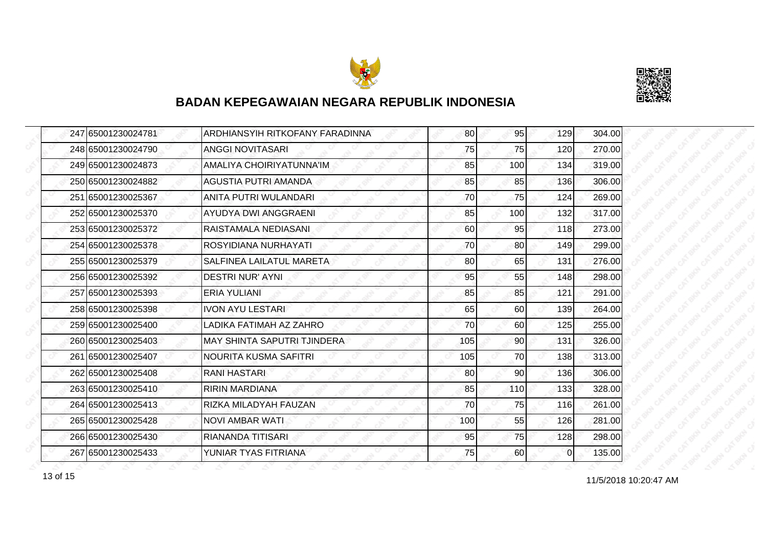# BADAN KEPEGAWAIAN NEGARA REPUBLIK INDONESIA

| | | | | | | |
|---|---|---|---|---|---|---|
| 247 | 65001230024781 | ARDHIANSYIH RITKOFANY FARADINNA | 80 | 95 | 129 | 304.00 |
| 248 | 65001230024790 | ANGGI NOVITASARI | 75 | 75 | 120 | 270.00 |
| 249 | 65001230024873 | AMALIYA CHOIRIYATUNNA'IM | 85 | 100 | 134 | 319.00 |
| 250 | 65001230024882 | AGUSTIA PUTRI AMANDA | 85 | 85 | 136 | 306.00 |
| 251 | 65001230025367 | ANITA PUTRI WULANDARI | 70 | 75 | 124 | 269.00 |
| 252 | 65001230025370 | AYUDYA DWI ANGGRAENI | 85 | 100 | 132 | 317.00 |
| 253 | 65001230025372 | RAISTAMALA NEDIASANI | 60 | 95 | 118 | 273.00 |
| 254 | 65001230025378 | ROSYIDIANA NURHAYATI | 70 | 80 | 149 | 299.00 |
| 255 | 65001230025379 | SALFINEA LAILATUL MARETA | 80 | 65 | 131 | 276.00 |
| 256 | 65001230025392 | DESTRI NUR' AYNI | 95 | 55 | 148 | 298.00 |
| 257 | 65001230025393 | ERIA YULIANI | 85 | 85 | 121 | 291.00 |
| 258 | 65001230025398 | IVON AYU LESTARI | 65 | 60 | 139 | 264.00 |
| 259 | 65001230025400 | LADIKA FATIMAH AZ ZAHRO | 70 | 60 | 125 | 255.00 |
| 260 | 65001230025403 | MAY SHINTA SAPUTRI TJINDERA | 105 | 90 | 131 | 326.00 |
| 261 | 65001230025407 | NOURITA KUSMA SAFITRI | 105 | 70 | 138 | 313.00 |
| 262 | 65001230025408 | RANI HASTARI | 80 | 90 | 136 | 306.00 |
| 263 | 65001230025410 | RIRIN MARDIANA | 85 | 110 | 133 | 328.00 |
| 264 | 65001230025413 | RIZKA MILADYAH FAUZAN | 70 | 75 | 116 | 261.00 |
| 265 | 65001230025428 | NOVI AMBAR WATI | 100 | 55 | 126 | 281.00 |
| 266 | 65001230025430 | RIANANDA TITISARI | 95 | 75 | 128 | 298.00 |
| 267 | 65001230025433 | YUNIAR TYAS FITRIANA | 75 | 60 | 0 | 135.00 |

11/5/2018 10:20:47 AM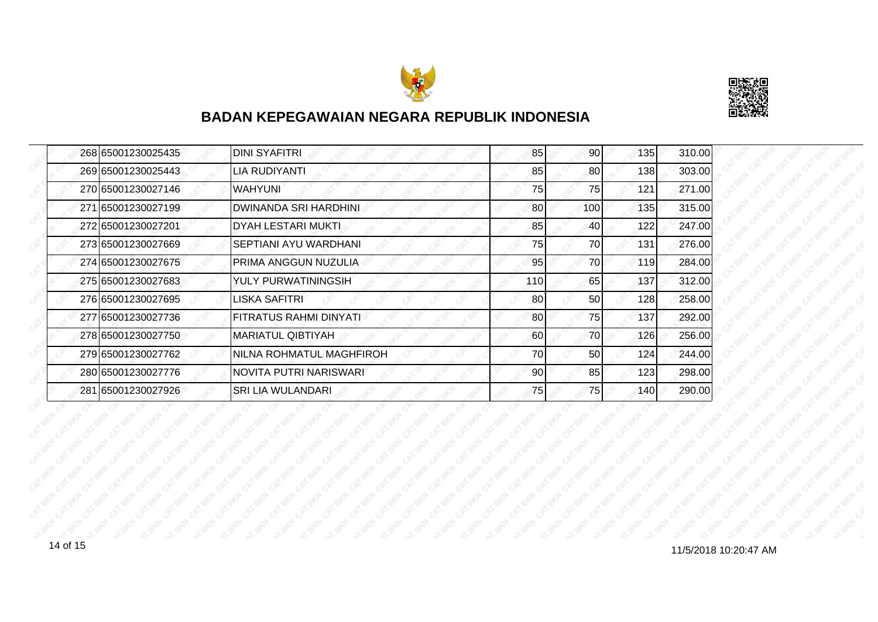# BADAN KEPEGAWAIAN NEGARA REPUBLIK INDONESIA

| | | | | | | |
|---|---|---|---|---|---|---|
| 268 | 65001230025435 | DINI SYAFITRI | 85 | 90 | 135 | 310.00 |
| 269 | 65001230025443 | LIA RUDIYANTI | 85 | 80 | 138 | 303.00 |
| 270 | 65001230027146 | WAHYUNI | 75 | 75 | 121 | 271.00 |
| 271 | 65001230027199 | DWINANDA SRI HARDHINI | 80 | 100 | 135 | 315.00 |
| 272 | 65001230027201 | DYAH LESTARI MUKTI | 85 | 40 | 122 | 247.00 |
| 273 | 65001230027669 | SEPTIANI AYU WARDHANI | 75 | 70 | 131 | 276.00 |
| 274 | 65001230027675 | PRIMA ANGGUN NUZULIA | 95 | 70 | 119 | 284.00 |
| 275 | 65001230027683 | YULY PURWATININGSIH | 110 | 65 | 137 | 312.00 |
| 276 | 65001230027695 | LISKA SAFITRI | 80 | 50 | 128 | 258.00 |
| 277 | 65001230027736 | FITRATUS RAHMI DINYATI | 80 | 75 | 137 | 292.00 |
| 278 | 65001230027750 | MARIATUL QIBTIYAH | 60 | 70 | 126 | 256.00 |
| 279 | 65001230027762 | NILNA ROHMATUL MAGHFIROH | 70 | 50 | 124 | 244.00 |
| 280 | 65001230027776 | NOVITA PUTRI NARISWARI | 90 | 85 | 123 | 298.00 |
| 281 | 65001230027926 | SRI LIA WULANDARI | 75 | 75 | 140 | 290.00 |

11/5/2018 10:20:47 AM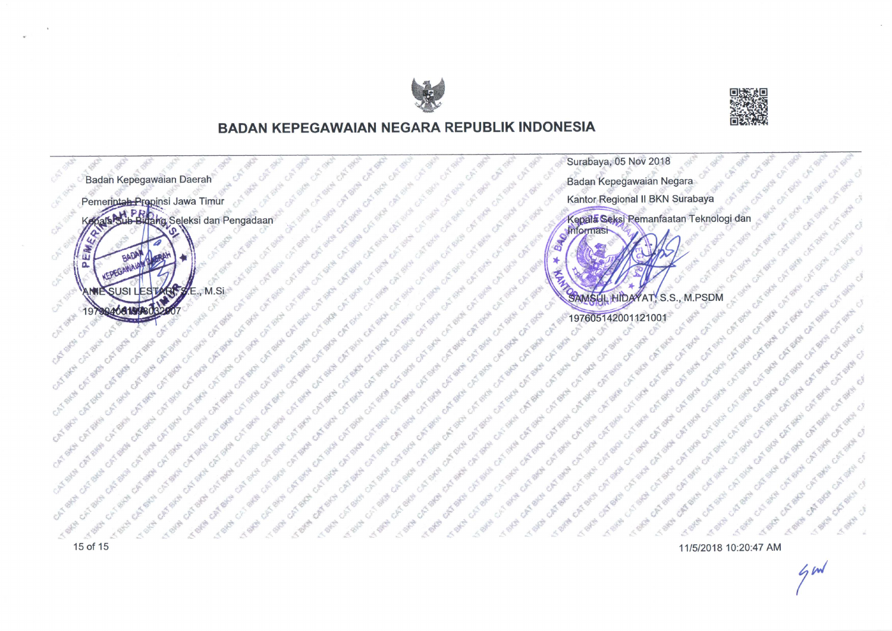## BADAN KEPEGAWAIAN NEGARA REPUBLIK INDONESIA

Badan Kepegawaian Daerah

Pemerintah Propinsi Jawa Timur

Kepala Sub Bidang Seleksi dan Pengadaan

ANIE SUSI LESTARI S.E., M.Si

197304061998032007

Surabaya, 05 Nov 2018

Badan Kepegawaian Negara

Kantor Regional II BKN Surabaya

Kepala Seksi Pemanfaatan Teknologi dan Informasi

SAMSUL HIDAYAT, S.S., M.PSDM

197605142001121001

11/5/2018 10:20:47 AM